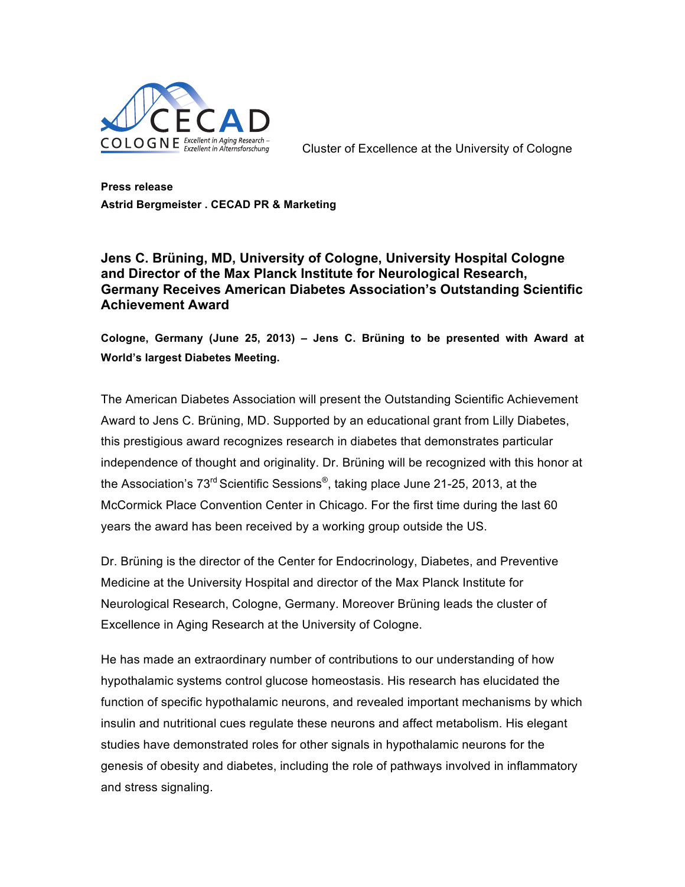CECAD COLOGNE Excellent in Aging Research – Exzellent in Alternsforschung

Cluster of Excellence at the University of Cologne

**Press release**
**Astrid Bergmeister . CECAD PR & Marketing**

## Jens C. Brüning, MD, University of Cologne, University Hospital Cologne and Director of the Max Planck Institute for Neurological Research, Germany Receives American Diabetes Association's Outstanding Scientific Achievement Award

**Cologne, Germany (June 25, 2013) – Jens C. Brüning to be presented with Award at World's largest Diabetes Meeting.**

The American Diabetes Association will present the Outstanding Scientific Achievement Award to Jens C. Brüning, MD. Supported by an educational grant from Lilly Diabetes, this prestigious award recognizes research in diabetes that demonstrates particular independence of thought and originality. Dr. Brüning will be recognized with this honor at the Association's 73rd Scientific Sessions®, taking place June 21-25, 2013, at the McCormick Place Convention Center in Chicago. For the first time during the last 60 years the award has been received by a working group outside the US.

Dr. Brüning is the director of the Center for Endocrinology, Diabetes, and Preventive Medicine at the University Hospital and director of the Max Planck Institute for Neurological Research, Cologne, Germany. Moreover Brüning leads the cluster of Excellence in Aging Research at the University of Cologne.

He has made an extraordinary number of contributions to our understanding of how hypothalamic systems control glucose homeostasis. His research has elucidated the function of specific hypothalamic neurons, and revealed important mechanisms by which insulin and nutritional cues regulate these neurons and affect metabolism. His elegant studies have demonstrated roles for other signals in hypothalamic neurons for the genesis of obesity and diabetes, including the role of pathways involved in inflammatory and stress signaling.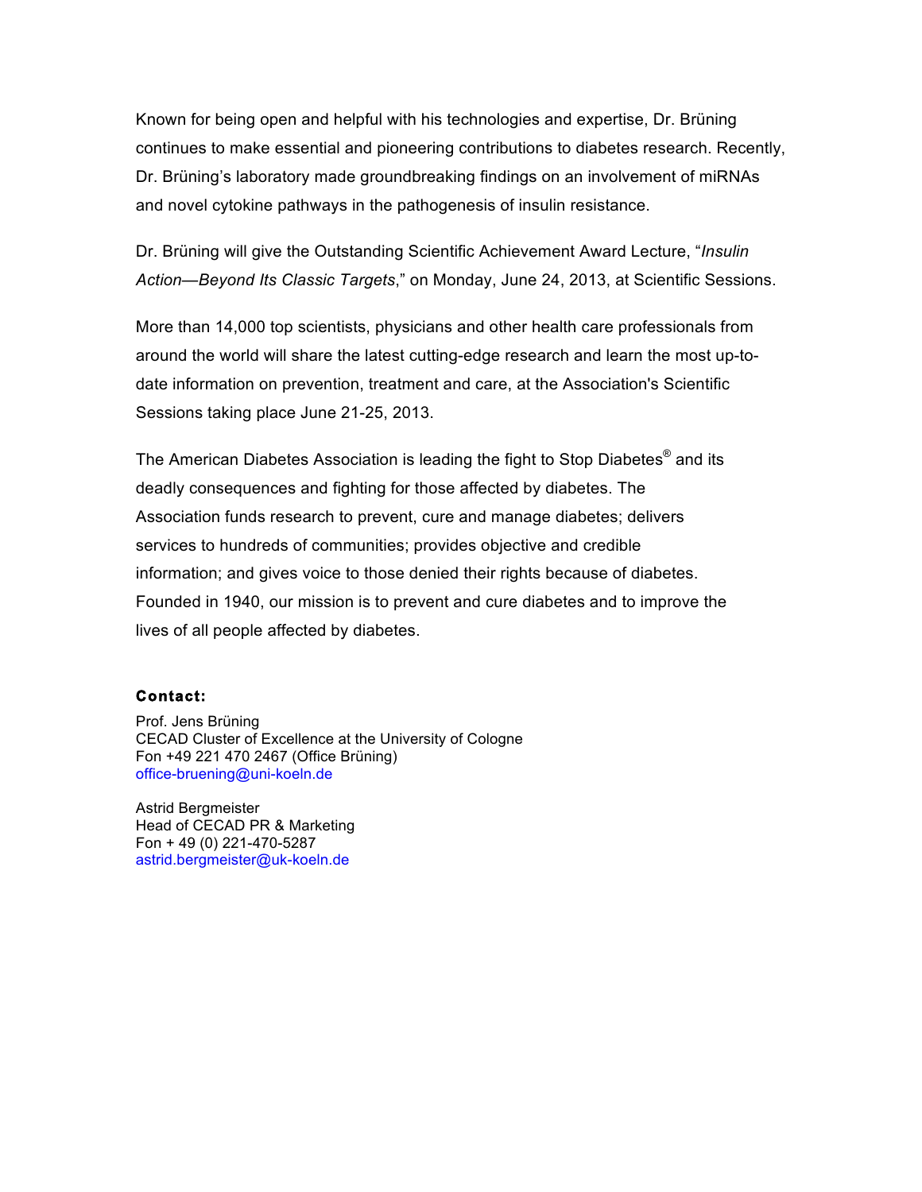Known for being open and helpful with his technologies and expertise, Dr. Brüning continues to make essential and pioneering contributions to diabetes research. Recently, Dr. Brüning's laboratory made groundbreaking findings on an involvement of miRNAs and novel cytokine pathways in the pathogenesis of insulin resistance.

Dr. Brüning will give the Outstanding Scientific Achievement Award Lecture, "*Insulin Action—Beyond Its Classic Targets*," on Monday, June 24, 2013, at Scientific Sessions.

More than 14,000 top scientists, physicians and other health care professionals from around the world will share the latest cutting-edge research and learn the most up-to-date information on prevention, treatment and care, at the Association's Scientific Sessions taking place June 21-25, 2013.

The American Diabetes Association is leading the fight to Stop Diabetes® and its deadly consequences and fighting for those affected by diabetes. The Association funds research to prevent, cure and manage diabetes; delivers services to hundreds of communities; provides objective and credible information; and gives voice to those denied their rights because of diabetes. Founded in 1940, our mission is to prevent and cure diabetes and to improve the lives of all people affected by diabetes.

**Contact:**

Prof. Jens Brüning
CECAD Cluster of Excellence at the University of Cologne
Fon +49 221 470 2467 (Office Brüning)
office-bruening@uni-koeln.de

Astrid Bergmeister
Head of CECAD PR & Marketing
Fon + 49 (0) 221-470-5287
astrid.bergmeister@uk-koeln.de